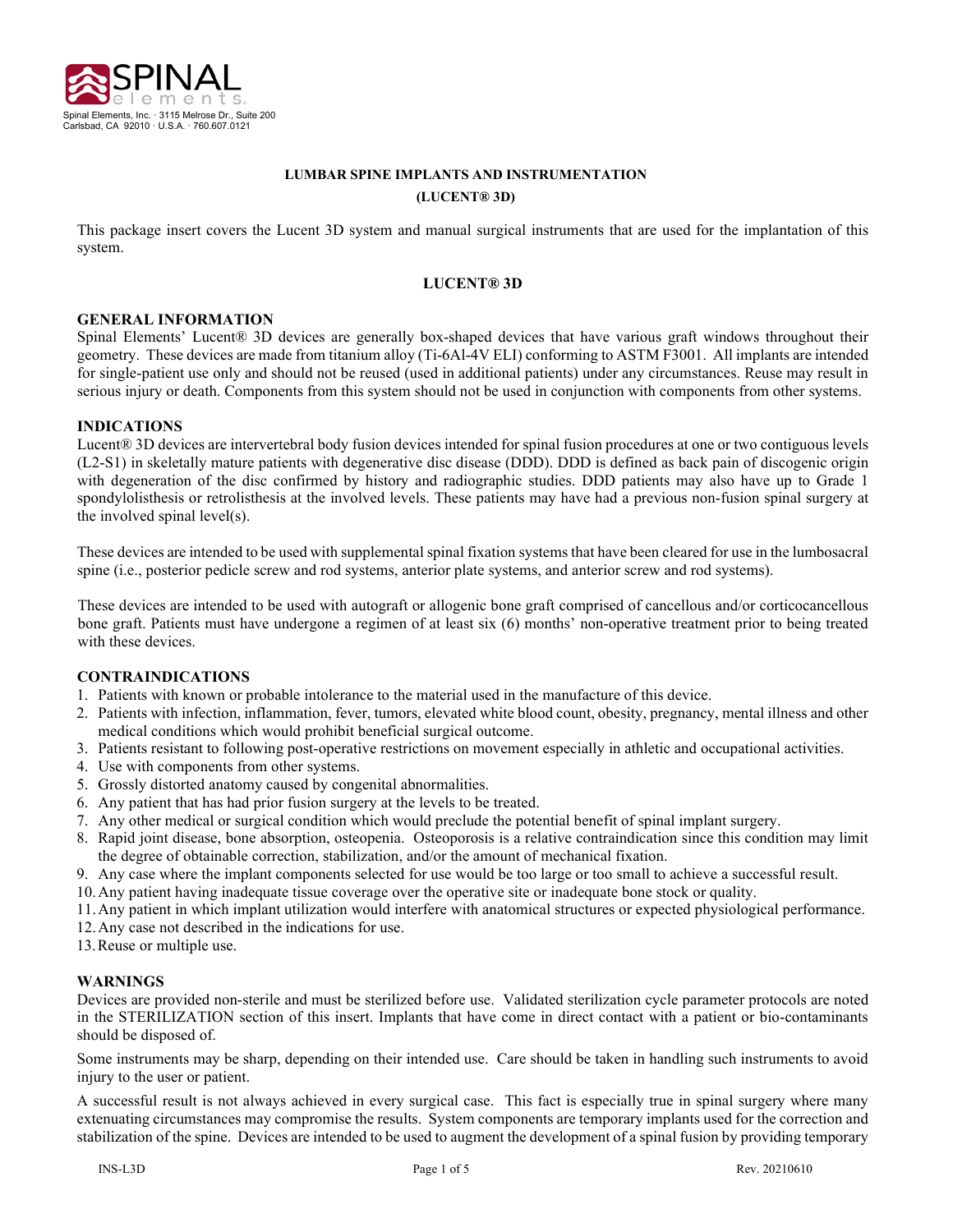Spinal Elements, Inc. · 3115 Melrose Dr., Suite 200
Carlsbad, CA 92010 · U.S.A. · 760.607.0121

# LUMBAR SPINE IMPLANTS AND INSTRUMENTATION
# (LUCENT® 3D)

This package insert covers the Lucent 3D system and manual surgical instruments that are used for the implantation of this system.

## LUCENT® 3D

### GENERAL INFORMATION

Spinal Elements' Lucent® 3D devices are generally box-shaped devices that have various graft windows throughout their geometry. These devices are made from titanium alloy (Ti-6Al-4V ELI) conforming to ASTM F3001. All implants are intended for single-patient use only and should not be reused (used in additional patients) under any circumstances. Reuse may result in serious injury or death. Components from this system should not be used in conjunction with components from other systems.

### INDICATIONS

Lucent® 3D devices are intervertebral body fusion devices intended for spinal fusion procedures at one or two contiguous levels (L2-S1) in skeletally mature patients with degenerative disc disease (DDD). DDD is defined as back pain of discogenic origin with degeneration of the disc confirmed by history and radiographic studies. DDD patients may also have up to Grade 1 spondylolisthesis or retrolisthesis at the involved levels. These patients may have had a previous non-fusion spinal surgery at the involved spinal level(s).

These devices are intended to be used with supplemental spinal fixation systems that have been cleared for use in the lumbosacral spine (i.e., posterior pedicle screw and rod systems, anterior plate systems, and anterior screw and rod systems).

These devices are intended to be used with autograft or allogenic bone graft comprised of cancellous and/or corticocancellous bone graft. Patients must have undergone a regimen of at least six (6) months' non-operative treatment prior to being treated with these devices.

### CONTRAINDICATIONS

1. Patients with known or probable intolerance to the material used in the manufacture of this device.
2. Patients with infection, inflammation, fever, tumors, elevated white blood count, obesity, pregnancy, mental illness and other medical conditions which would prohibit beneficial surgical outcome.
3. Patients resistant to following post-operative restrictions on movement especially in athletic and occupational activities.
4. Use with components from other systems.
5. Grossly distorted anatomy caused by congenital abnormalities.
6. Any patient that has had prior fusion surgery at the levels to be treated.
7. Any other medical or surgical condition which would preclude the potential benefit of spinal implant surgery.
8. Rapid joint disease, bone absorption, osteopenia. Osteoporosis is a relative contraindication since this condition may limit the degree of obtainable correction, stabilization, and/or the amount of mechanical fixation.
9. Any case where the implant components selected for use would be too large or too small to achieve a successful result.
10. Any patient having inadequate tissue coverage over the operative site or inadequate bone stock or quality.
11. Any patient in which implant utilization would interfere with anatomical structures or expected physiological performance.
12. Any case not described in the indications for use.
13. Reuse or multiple use.

### WARNINGS

Devices are provided non-sterile and must be sterilized before use. Validated sterilization cycle parameter protocols are noted in the STERILIZATION section of this insert. Implants that have come in direct contact with a patient or bio-contaminants should be disposed of.

Some instruments may be sharp, depending on their intended use. Care should be taken in handling such instruments to avoid injury to the user or patient.

A successful result is not always achieved in every surgical case. This fact is especially true in spinal surgery where many extenuating circumstances may compromise the results. System components are temporary implants used for the correction and stabilization of the spine. Devices are intended to be used to augment the development of a spinal fusion by providing temporary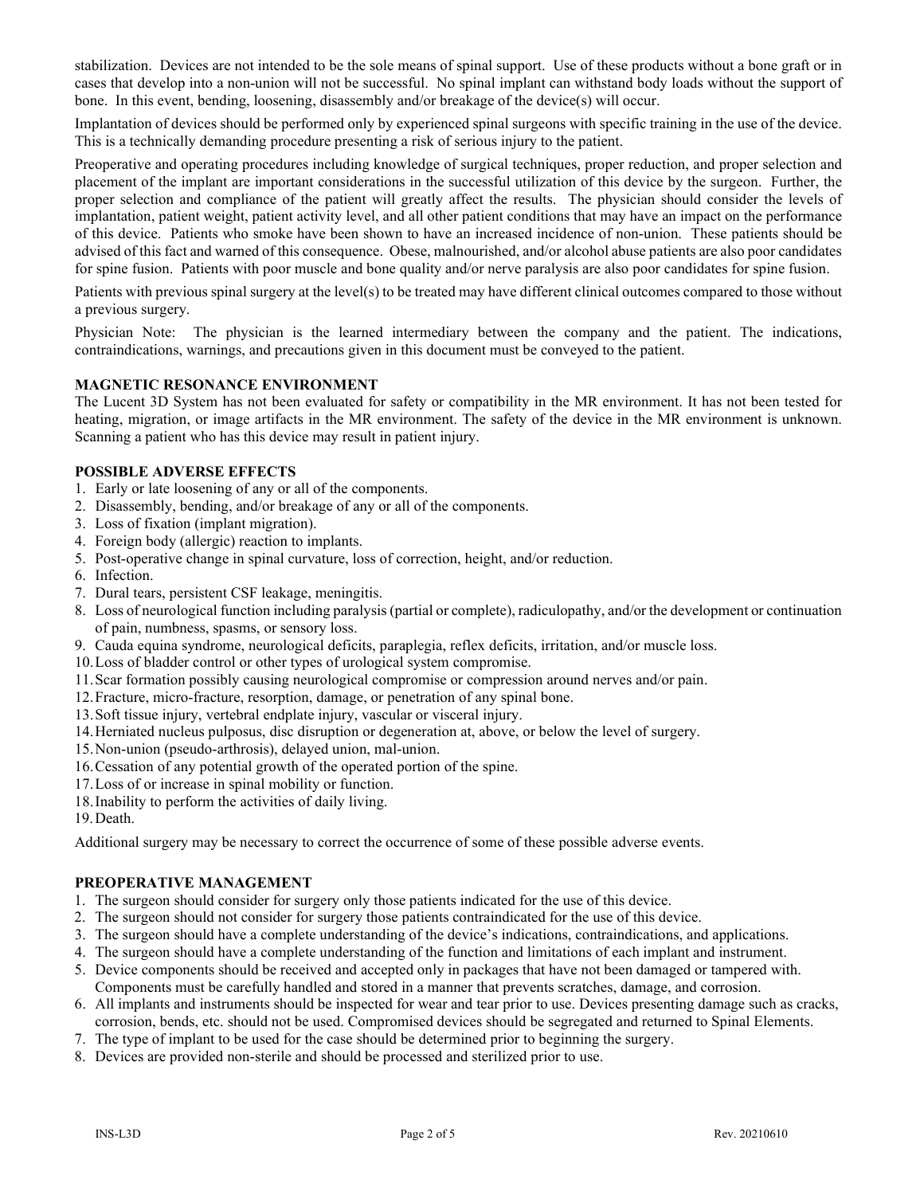stabilization. Devices are not intended to be the sole means of spinal support. Use of these products without a bone graft or in cases that develop into a non-union will not be successful. No spinal implant can withstand body loads without the support of bone. In this event, bending, loosening, disassembly and/or breakage of the device(s) will occur.

Implantation of devices should be performed only by experienced spinal surgeons with specific training in the use of the device. This is a technically demanding procedure presenting a risk of serious injury to the patient.

Preoperative and operating procedures including knowledge of surgical techniques, proper reduction, and proper selection and placement of the implant are important considerations in the successful utilization of this device by the surgeon. Further, the proper selection and compliance of the patient will greatly affect the results. The physician should consider the levels of implantation, patient weight, patient activity level, and all other patient conditions that may have an impact on the performance of this device. Patients who smoke have been shown to have an increased incidence of non-union. These patients should be advised of this fact and warned of this consequence. Obese, malnourished, and/or alcohol abuse patients are also poor candidates for spine fusion. Patients with poor muscle and bone quality and/or nerve paralysis are also poor candidates for spine fusion.

Patients with previous spinal surgery at the level(s) to be treated may have different clinical outcomes compared to those without a previous surgery.

Physician Note: The physician is the learned intermediary between the company and the patient. The indications, contraindications, warnings, and precautions given in this document must be conveyed to the patient.

**MAGNETIC RESONANCE ENVIRONMENT**

The Lucent 3D System has not been evaluated for safety or compatibility in the MR environment. It has not been tested for heating, migration, or image artifacts in the MR environment. The safety of the device in the MR environment is unknown. Scanning a patient who has this device may result in patient injury.

**POSSIBLE ADVERSE EFFECTS**

1. Early or late loosening of any or all of the components.
2. Disassembly, bending, and/or breakage of any or all of the components.
3. Loss of fixation (implant migration).
4. Foreign body (allergic) reaction to implants.
5. Post-operative change in spinal curvature, loss of correction, height, and/or reduction.
6. Infection.
7. Dural tears, persistent CSF leakage, meningitis.
8. Loss of neurological function including paralysis (partial or complete), radiculopathy, and/or the development or continuation of pain, numbness, spasms, or sensory loss.
9. Cauda equina syndrome, neurological deficits, paraplegia, reflex deficits, irritation, and/or muscle loss.
10. Loss of bladder control or other types of urological system compromise.
11. Scar formation possibly causing neurological compromise or compression around nerves and/or pain.
12. Fracture, micro-fracture, resorption, damage, or penetration of any spinal bone.
13. Soft tissue injury, vertebral endplate injury, vascular or visceral injury.
14. Herniated nucleus pulposus, disc disruption or degeneration at, above, or below the level of surgery.
15. Non-union (pseudo-arthrosis), delayed union, mal-union.
16. Cessation of any potential growth of the operated portion of the spine.
17. Loss of or increase in spinal mobility or function.
18. Inability to perform the activities of daily living.
19. Death.

Additional surgery may be necessary to correct the occurrence of some of these possible adverse events.

**PREOPERATIVE MANAGEMENT**

1. The surgeon should consider for surgery only those patients indicated for the use of this device.
2. The surgeon should not consider for surgery those patients contraindicated for the use of this device.
3. The surgeon should have a complete understanding of the device's indications, contraindications, and applications.
4. The surgeon should have a complete understanding of the function and limitations of each implant and instrument.
5. Device components should be received and accepted only in packages that have not been damaged or tampered with. Components must be carefully handled and stored in a manner that prevents scratches, damage, and corrosion.
6. All implants and instruments should be inspected for wear and tear prior to use. Devices presenting damage such as cracks, corrosion, bends, etc. should not be used. Compromised devices should be segregated and returned to Spinal Elements.
7. The type of implant to be used for the case should be determined prior to beginning the surgery.
8. Devices are provided non-sterile and should be processed and sterilized prior to use.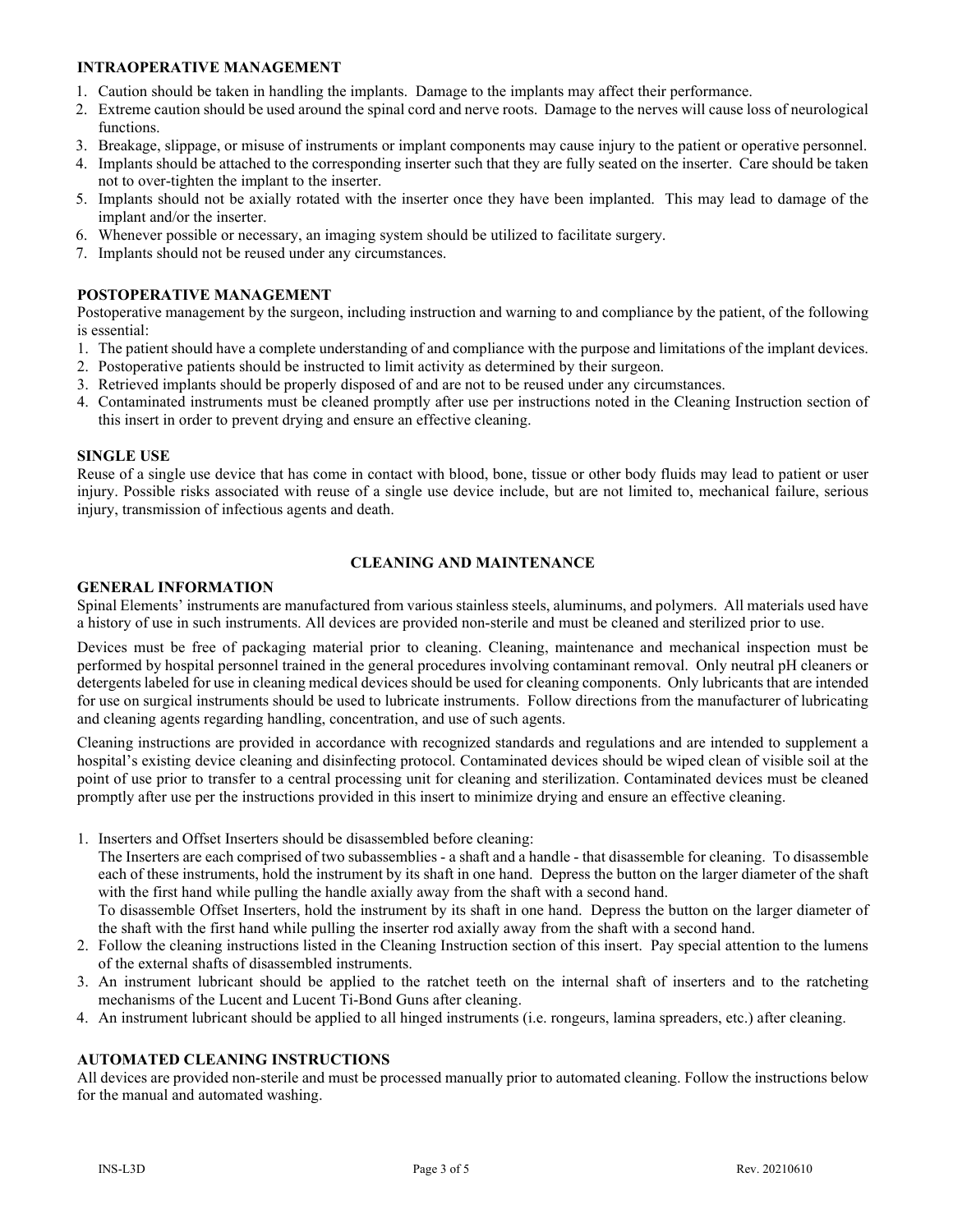**INTRAOPERATIVE MANAGEMENT**

1. Caution should be taken in handling the implants. Damage to the implants may affect their performance.
2. Extreme caution should be used around the spinal cord and nerve roots. Damage to the nerves will cause loss of neurological functions.
3. Breakage, slippage, or misuse of instruments or implant components may cause injury to the patient or operative personnel.
4. Implants should be attached to the corresponding inserter such that they are fully seated on the inserter. Care should be taken not to over-tighten the implant to the inserter.
5. Implants should not be axially rotated with the inserter once they have been implanted. This may lead to damage of the implant and/or the inserter.
6. Whenever possible or necessary, an imaging system should be utilized to facilitate surgery.
7. Implants should not be reused under any circumstances.

**POSTOPERATIVE MANAGEMENT**

Postoperative management by the surgeon, including instruction and warning to and compliance by the patient, of the following is essential:

1. The patient should have a complete understanding of and compliance with the purpose and limitations of the implant devices.
2. Postoperative patients should be instructed to limit activity as determined by their surgeon.
3. Retrieved implants should be properly disposed of and are not to be reused under any circumstances.
4. Contaminated instruments must be cleaned promptly after use per instructions noted in the Cleaning Instruction section of this insert in order to prevent drying and ensure an effective cleaning.

**SINGLE USE**

Reuse of a single use device that has come in contact with blood, bone, tissue or other body fluids may lead to patient or user injury. Possible risks associated with reuse of a single use device include, but are not limited to, mechanical failure, serious injury, transmission of infectious agents and death.

**CLEANING AND MAINTENANCE**

**GENERAL INFORMATION**

Spinal Elements' instruments are manufactured from various stainless steels, aluminums, and polymers. All materials used have a history of use in such instruments. All devices are provided non-sterile and must be cleaned and sterilized prior to use.

Devices must be free of packaging material prior to cleaning. Cleaning, maintenance and mechanical inspection must be performed by hospital personnel trained in the general procedures involving contaminant removal. Only neutral pH cleaners or detergents labeled for use in cleaning medical devices should be used for cleaning components. Only lubricants that are intended for use on surgical instruments should be used to lubricate instruments. Follow directions from the manufacturer of lubricating and cleaning agents regarding handling, concentration, and use of such agents.

Cleaning instructions are provided in accordance with recognized standards and regulations and are intended to supplement a hospital's existing device cleaning and disinfecting protocol. Contaminated devices should be wiped clean of visible soil at the point of use prior to transfer to a central processing unit for cleaning and sterilization. Contaminated devices must be cleaned promptly after use per the instructions provided in this insert to minimize drying and ensure an effective cleaning.

1. Inserters and Offset Inserters should be disassembled before cleaning:
   The Inserters are each comprised of two subassemblies - a shaft and a handle - that disassemble for cleaning. To disassemble each of these instruments, hold the instrument by its shaft in one hand. Depress the button on the larger diameter of the shaft with the first hand while pulling the handle axially away from the shaft with a second hand.
   To disassemble Offset Inserters, hold the instrument by its shaft in one hand. Depress the button on the larger diameter of the shaft with the first hand while pulling the inserter rod axially away from the shaft with a second hand.
2. Follow the cleaning instructions listed in the Cleaning Instruction section of this insert. Pay special attention to the lumens of the external shafts of disassembled instruments.
3. An instrument lubricant should be applied to the ratchet teeth on the internal shaft of inserters and to the ratcheting mechanisms of the Lucent and Lucent Ti-Bond Guns after cleaning.
4. An instrument lubricant should be applied to all hinged instruments (i.e. rongeurs, lamina spreaders, etc.) after cleaning.

**AUTOMATED CLEANING INSTRUCTIONS**

All devices are provided non-sterile and must be processed manually prior to automated cleaning. Follow the instructions below for the manual and automated washing.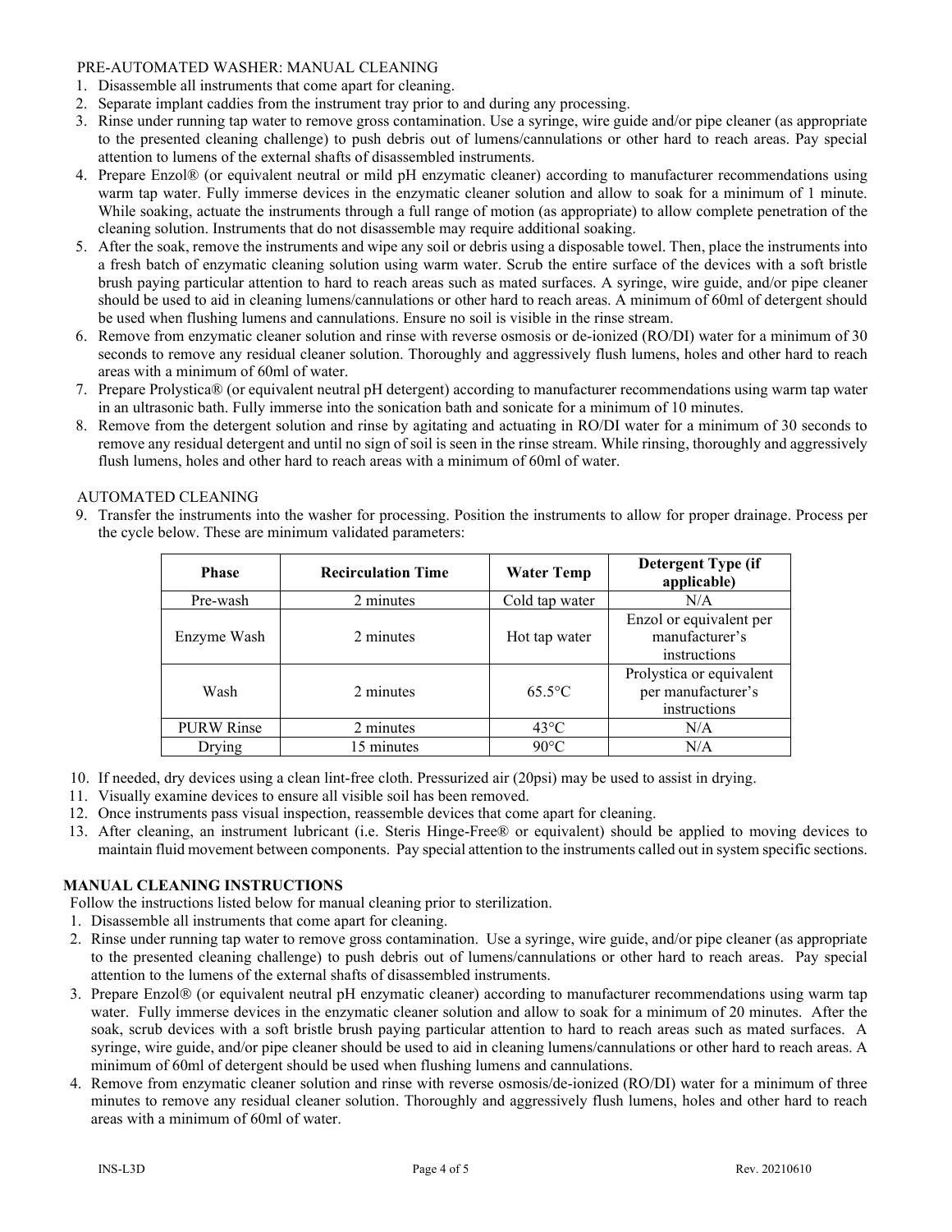PRE-AUTOMATED WASHER: MANUAL CLEANING

1. Disassemble all instruments that come apart for cleaning.
2. Separate implant caddies from the instrument tray prior to and during any processing.
3. Rinse under running tap water to remove gross contamination. Use a syringe, wire guide and/or pipe cleaner (as appropriate to the presented cleaning challenge) to push debris out of lumens/cannulations or other hard to reach areas. Pay special attention to lumens of the external shafts of disassembled instruments.
4. Prepare Enzol® (or equivalent neutral or mild pH enzymatic cleaner) according to manufacturer recommendations using warm tap water. Fully immerse devices in the enzymatic cleaner solution and allow to soak for a minimum of 1 minute. While soaking, actuate the instruments through a full range of motion (as appropriate) to allow complete penetration of the cleaning solution. Instruments that do not disassemble may require additional soaking.
5. After the soak, remove the instruments and wipe any soil or debris using a disposable towel. Then, place the instruments into a fresh batch of enzymatic cleaning solution using warm water. Scrub the entire surface of the devices with a soft bristle brush paying particular attention to hard to reach areas such as mated surfaces. A syringe, wire guide, and/or pipe cleaner should be used to aid in cleaning lumens/cannulations or other hard to reach areas. A minimum of 60ml of detergent should be used when flushing lumens and cannulations. Ensure no soil is visible in the rinse stream.
6. Remove from enzymatic cleaner solution and rinse with reverse osmosis or de-ionized (RO/DI) water for a minimum of 30 seconds to remove any residual cleaner solution. Thoroughly and aggressively flush lumens, holes and other hard to reach areas with a minimum of 60ml of water.
7. Prepare Prolystica® (or equivalent neutral pH detergent) according to manufacturer recommendations using warm tap water in an ultrasonic bath. Fully immerse into the sonication bath and sonicate for a minimum of 10 minutes.
8. Remove from the detergent solution and rinse by agitating and actuating in RO/DI water for a minimum of 30 seconds to remove any residual detergent and until no sign of soil is seen in the rinse stream. While rinsing, thoroughly and aggressively flush lumens, holes and other hard to reach areas with a minimum of 60ml of water.

AUTOMATED CLEANING

9. Transfer the instruments into the washer for processing. Position the instruments to allow for proper drainage. Process per the cycle below. These are minimum validated parameters:

| Phase | Recirculation Time | Water Temp | Detergent Type (if applicable) |
|---|---|---|---|
| Pre-wash | 2 minutes | Cold tap water | N/A |
| Enzyme Wash | 2 minutes | Hot tap water | Enzol or equivalent per manufacturer's instructions |
| Wash | 2 minutes | 65.5°C | Prolystica or equivalent per manufacturer's instructions |
| PURW Rinse | 2 minutes | 43°C | N/A |
| Drying | 15 minutes | 90°C | N/A |

10. If needed, dry devices using a clean lint-free cloth. Pressurized air (20psi) may be used to assist in drying.
11. Visually examine devices to ensure all visible soil has been removed.
12. Once instruments pass visual inspection, reassemble devices that come apart for cleaning.
13. After cleaning, an instrument lubricant (i.e. Steris Hinge-Free® or equivalent) should be applied to moving devices to maintain fluid movement between components. Pay special attention to the instruments called out in system specific sections.

## MANUAL CLEANING INSTRUCTIONS

Follow the instructions listed below for manual cleaning prior to sterilization.

1. Disassemble all instruments that come apart for cleaning.
2. Rinse under running tap water to remove gross contamination. Use a syringe, wire guide, and/or pipe cleaner (as appropriate to the presented cleaning challenge) to push debris out of lumens/cannulations or other hard to reach areas. Pay special attention to the lumens of the external shafts of disassembled instruments.
3. Prepare Enzol® (or equivalent neutral pH enzymatic cleaner) according to manufacturer recommendations using warm tap water. Fully immerse devices in the enzymatic cleaner solution and allow to soak for a minimum of 20 minutes. After the soak, scrub devices with a soft bristle brush paying particular attention to hard to reach areas such as mated surfaces. A syringe, wire guide, and/or pipe cleaner should be used to aid in cleaning lumens/cannulations or other hard to reach areas. A minimum of 60ml of detergent should be used when flushing lumens and cannulations.
4. Remove from enzymatic cleaner solution and rinse with reverse osmosis/de-ionized (RO/DI) water for a minimum of three minutes to remove any residual cleaner solution. Thoroughly and aggressively flush lumens, holes and other hard to reach areas with a minimum of 60ml of water.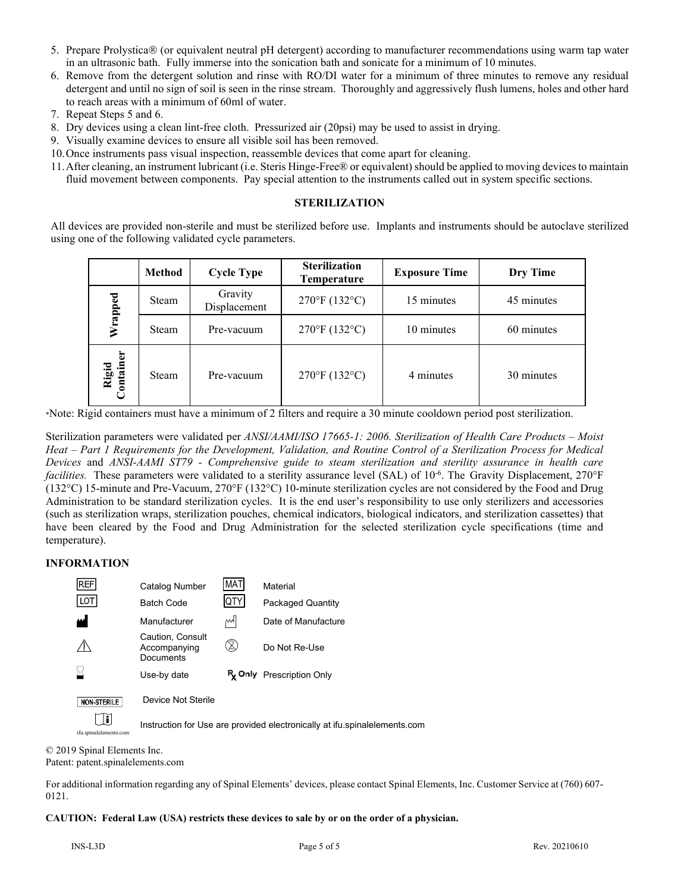5. Prepare Prolystica® (or equivalent neutral pH detergent) according to manufacturer recommendations using warm tap water in an ultrasonic bath. Fully immerse into the sonication bath and sonicate for a minimum of 10 minutes.
6. Remove from the detergent solution and rinse with RO/DI water for a minimum of three minutes to remove any residual detergent and until no sign of soil is seen in the rinse stream. Thoroughly and aggressively flush lumens, holes and other hard to reach areas with a minimum of 60ml of water.
7. Repeat Steps 5 and 6.
8. Dry devices using a clean lint-free cloth. Pressurized air (20psi) may be used to assist in drying.
9. Visually examine devices to ensure all visible soil has been removed.
10. Once instruments pass visual inspection, reassemble devices that come apart for cleaning.
11. After cleaning, an instrument lubricant (i.e. Steris Hinge-Free® or equivalent) should be applied to moving devices to maintain fluid movement between components. Pay special attention to the instruments called out in system specific sections.

## STERILIZATION

All devices are provided non-sterile and must be sterilized before use. Implants and instruments should be autoclave sterilized using one of the following validated cycle parameters.

| | Method | Cycle Type | Sterilization Temperature | Exposure Time | Dry Time |
|---|---|---|---|---|---|
| Wrapped | Steam | Gravity Displacement | 270°F (132°C) | 15 minutes | 45 minutes |
| Wrapped | Steam | Pre-vacuum | 270°F (132°C) | 10 minutes | 60 minutes |
| Rigid Container | Steam | Pre-vacuum | 270°F (132°C) | 4 minutes | 30 minutes |

*Note: Rigid containers must have a minimum of 2 filters and require a 30 minute cooldown period post sterilization.

Sterilization parameters were validated per *ANSI/AAMI/ISO 17665-1: 2006. Sterilization of Health Care Products – Moist Heat – Part 1 Requirements for the Development, Validation, and Routine Control of a Sterilization Process for Medical Devices* and *ANSI-AAMI ST79 - Comprehensive guide to steam sterilization and sterility assurance in health care facilities.* These parameters were validated to a sterility assurance level (SAL) of $10^{-6}$. The Gravity Displacement, 270°F (132°C) 15-minute and Pre-Vacuum, 270°F (132°C) 10-minute sterilization cycles are not considered by the Food and Drug Administration to be standard sterilization cycles. It is the end user's responsibility to use only sterilizers and accessories (such as sterilization wraps, sterilization pouches, chemical indicators, biological indicators, and sterilization cassettes) that have been cleared by the Food and Drug Administration for the selected sterilization cycle specifications (time and temperature).

## INFORMATION

| | | | |
|---|---|---|---|
| REF | Catalog Number | MAT | Material |
| LOT | Batch Code | QTY | Packaged Quantity |
| | Manufacturer | | Date of Manufacture |
| | Caution, Consult Accompanying Documents | | Do Not Re-Use |
| | Use-by date | Rx Only | Prescription Only |
| NON-STERILE | Device Not Sterile | | |
| ifu.spinalelements.com | Instruction for Use are provided electronically at ifu.spinalelements.com | | |

© 2019 Spinal Elements Inc.
Patent: patent.spinalelements.com

For additional information regarding any of Spinal Elements' devices, please contact Spinal Elements, Inc. Customer Service at (760) 607-0121.

**CAUTION: Federal Law (USA) restricts these devices to sale by or on the order of a physician.**

INS-L3D | Rev. 20210610